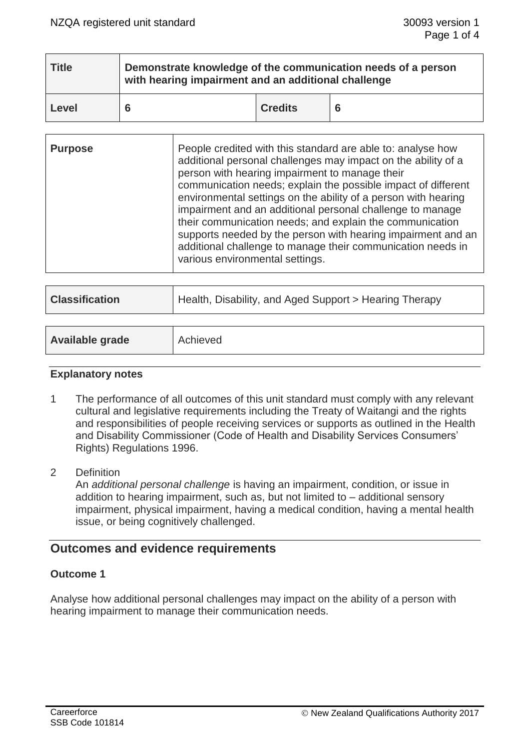| Title | Demonstrate knowledge of the communication needs of a person with hearing impairment and an additional challenge | | |
|---|---|---|---|
| Level | 6 | Credits | 6 |

| Purpose | People credited with this standard are able to: analyse how additional personal challenges may impact on the ability of a person with hearing impairment to manage their communication needs; explain the possible impact of different environmental settings on the ability of a person with hearing impairment and an additional personal challenge to manage their communication needs; and explain the communication supports needed by the person with hearing impairment and an additional challenge to manage their communication needs in various environmental settings. |
|---|---|

| Classification | Health, Disability, and Aged Support > Hearing Therapy |
|---|---|

| Available grade | Achieved |
|---|---|

### Explanatory notes

1. The performance of all outcomes of this unit standard must comply with any relevant cultural and legislative requirements including the Treaty of Waitangi and the rights and responsibilities of people receiving services or supports as outlined in the Health and Disability Commissioner (Code of Health and Disability Services Consumers' Rights) Regulations 1996.

2. Definition
   An *additional personal challenge* is having an impairment, condition, or issue in addition to hearing impairment, such as, but not limited to – additional sensory impairment, physical impairment, having a medical condition, having a mental health issue, or being cognitively challenged.

## Outcomes and evidence requirements

### Outcome 1

Analyse how additional personal challenges may impact on the ability of a person with hearing impairment to manage their communication needs.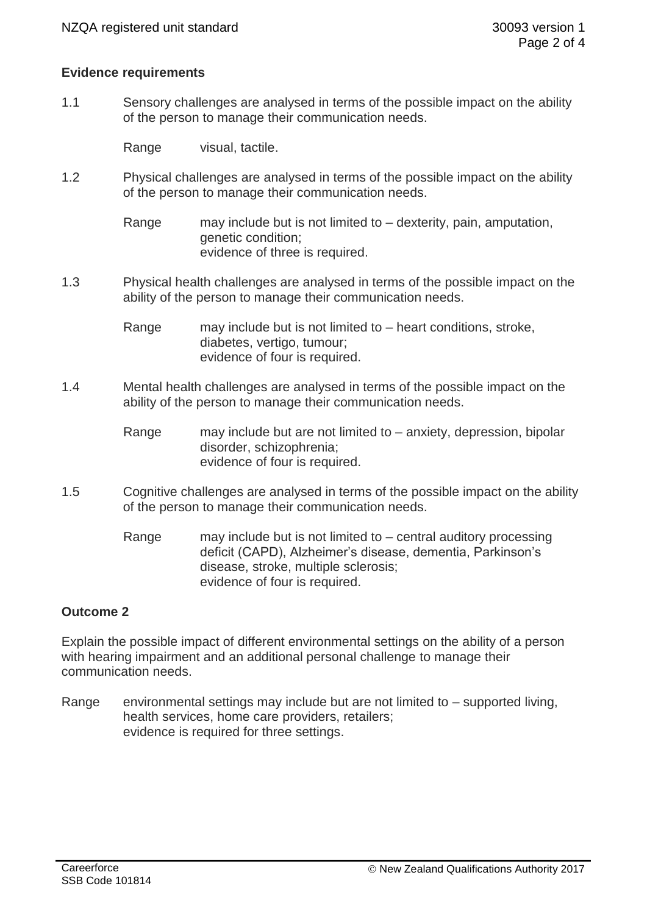**Evidence requirements**

1.1 Sensory challenges are analysed in terms of the possible impact on the ability of the person to manage their communication needs.

Range visual, tactile.

1.2 Physical challenges are analysed in terms of the possible impact on the ability of the person to manage their communication needs.

Range may include but is not limited to – dexterity, pain, amputation, genetic condition;
evidence of three is required.

1.3 Physical health challenges are analysed in terms of the possible impact on the ability of the person to manage their communication needs.

Range may include but is not limited to – heart conditions, stroke, diabetes, vertigo, tumour;
evidence of four is required.

1.4 Mental health challenges are analysed in terms of the possible impact on the ability of the person to manage their communication needs.

Range may include but are not limited to – anxiety, depression, bipolar disorder, schizophrenia;
evidence of four is required.

1.5 Cognitive challenges are analysed in terms of the possible impact on the ability of the person to manage their communication needs.

Range may include but is not limited to – central auditory processing deficit (CAPD), Alzheimer's disease, dementia, Parkinson's disease, stroke, multiple sclerosis;
evidence of four is required.

**Outcome 2**

Explain the possible impact of different environmental settings on the ability of a person with hearing impairment and an additional personal challenge to manage their communication needs.

Range environmental settings may include but are not limited to – supported living, health services, home care providers, retailers;
evidence is required for three settings.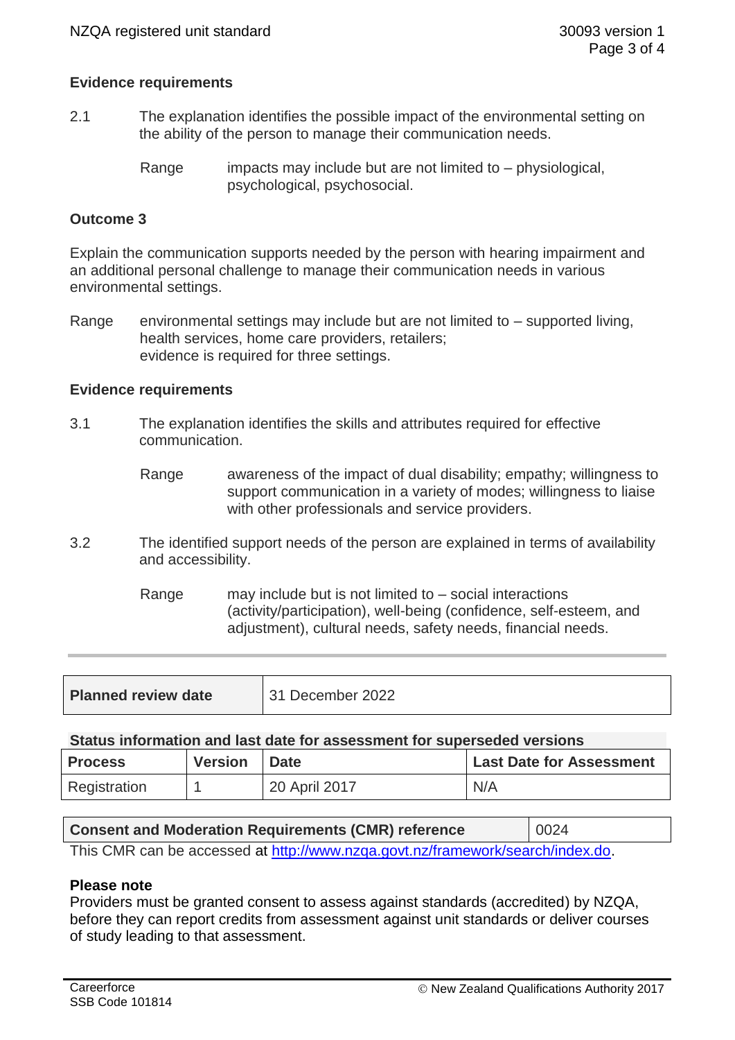### Evidence requirements

2.1 The explanation identifies the possible impact of the environmental setting on the ability of the person to manage their communication needs.

Range impacts may include but are not limited to – physiological, psychological, psychosocial.

### Outcome 3

Explain the communication supports needed by the person with hearing impairment and an additional personal challenge to manage their communication needs in various environmental settings.

Range environmental settings may include but are not limited to – supported living, health services, home care providers, retailers;
evidence is required for three settings.

### Evidence requirements

3.1 The explanation identifies the skills and attributes required for effective communication.

Range awareness of the impact of dual disability; empathy; willingness to support communication in a variety of modes; willingness to liaise with other professionals and service providers.

3.2 The identified support needs of the person are explained in terms of availability and accessibility.

Range may include but is not limited to – social interactions (activity/participation), well-being (confidence, self-esteem, and adjustment), cultural needs, safety needs, financial needs.

| Planned review date | 31 December 2022 |
|---|---|

**Status information and last date for assessment for superseded versions**

| Process | Version | Date | Last Date for Assessment |
|---|---|---|---|
| Registration | 1 | 20 April 2017 | N/A |

| Consent and Moderation Requirements (CMR) reference | 0024 |
|---|---|

This CMR can be accessed at http://www.nzqa.govt.nz/framework/search/index.do.

**Please note**
Providers must be granted consent to assess against standards (accredited) by NZQA, before they can report credits from assessment against unit standards or deliver courses of study leading to that assessment.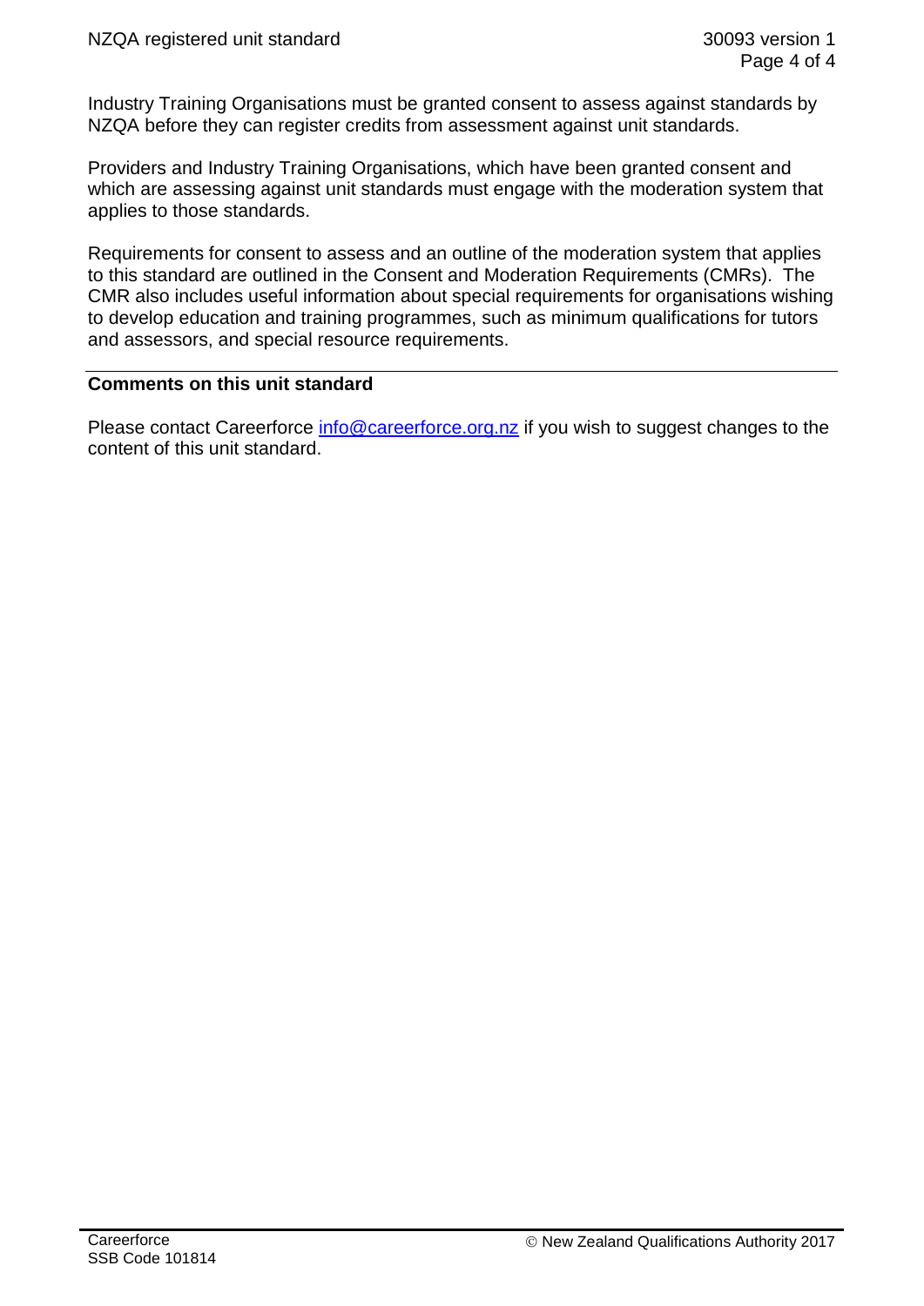Industry Training Organisations must be granted consent to assess against standards by NZQA before they can register credits from assessment against unit standards.

Providers and Industry Training Organisations, which have been granted consent and which are assessing against unit standards must engage with the moderation system that applies to those standards.

Requirements for consent to assess and an outline of the moderation system that applies to this standard are outlined in the Consent and Moderation Requirements (CMRs). The CMR also includes useful information about special requirements for organisations wishing to develop education and training programmes, such as minimum qualifications for tutors and assessors, and special resource requirements.

**Comments on this unit standard**

Please contact Careerforce info@careerforce.org.nz if you wish to suggest changes to the content of this unit standard.